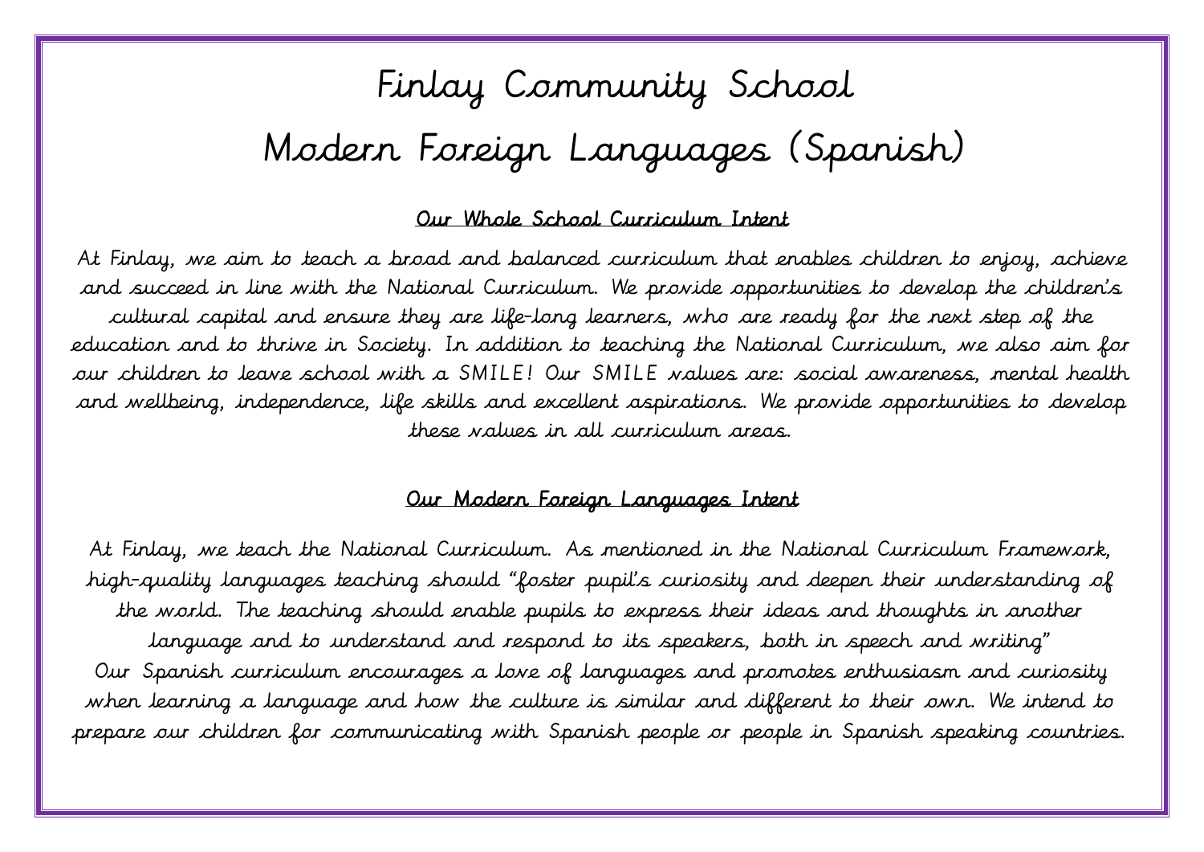# Finlay Community School

# Modern Foreign Languages (Spanish)

## Our Whole School Curriculum Intent

At Finlay, we aim to teach a broad and balanced curriculum that enables children to enjoy, achieve and succeed in line with the National Curriculum. We provide opportunities to develop the children's cultural capital and ensure they are life-long learners, who are ready for the next step of the education and to thrive in Society. In addition to teaching the National Curriculum, we also aim for our children to leave school with a SMILE! Our SMILE values are: social awareness, mental health and wellbeing, independence, life skills and excellent aspirations. We provide opportunities to develop these values in all curriculum areas.

## Our Modern Foreign Languages Intent

At Finlay, we teach the National Curriculum. As mentioned in the National Curriculum Framework, high-quality languages teaching should "foster pupil's curiosity and deepen their understanding of the world. The teaching should enable pupils to express their ideas and thoughts in another language and to understand and respond to its speakers, both in speech and writing"

Our Spanish curriculum encourages a love of languages and promotes enthusiasm and curiosity when learning a language and how the culture is similar and different to their own. We intend to prepare our children for communicating with Spanish people or people in Spanish speaking countries.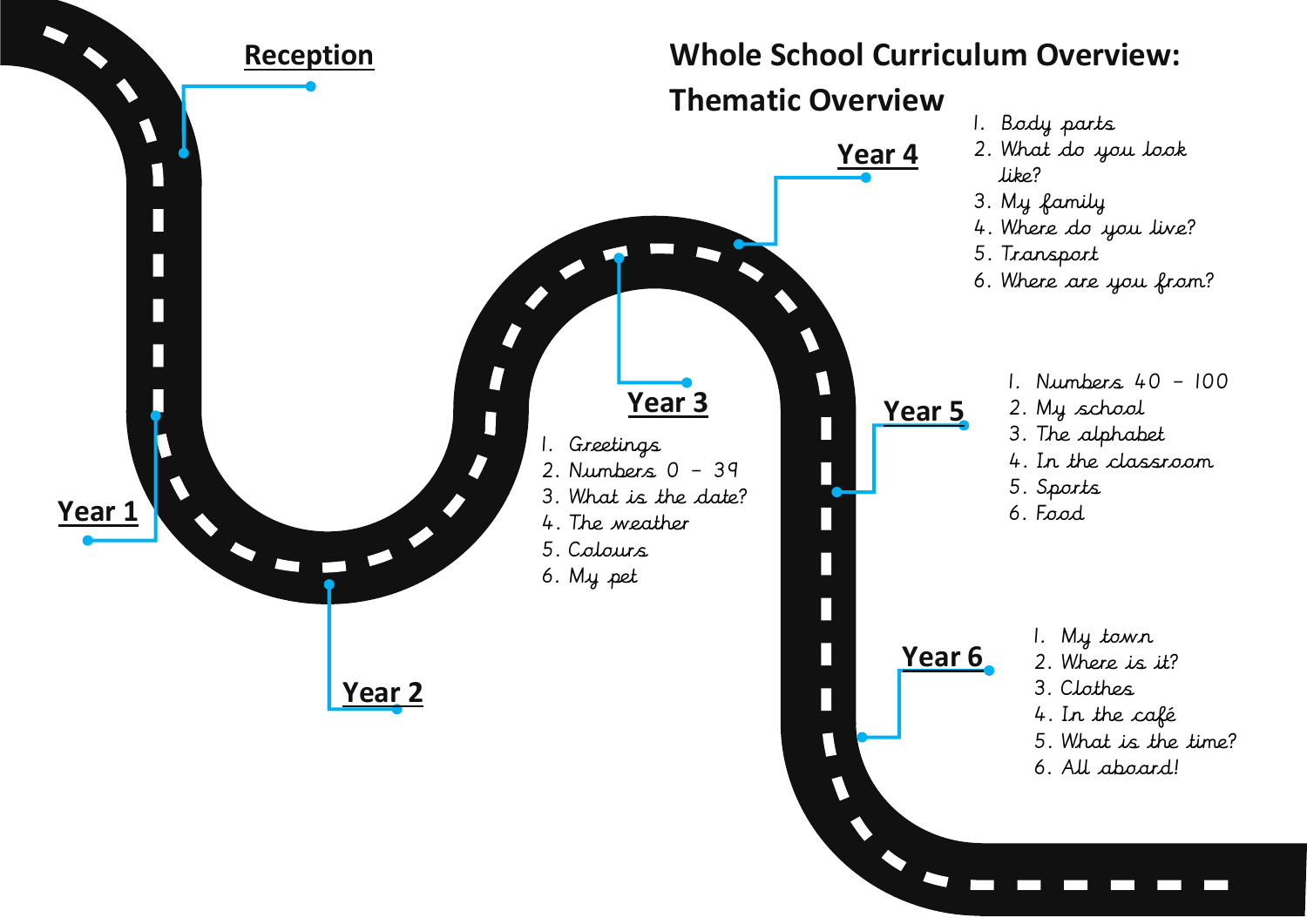# Whole School Curriculum Overview: Thematic Overview

**Reception**

**Year 1**

**Year 2**

**Year 3**

1. Greetings
2. Numbers 0 – 39
3. What is the date?
4. The weather
5. Colours
6. My pet

**Year 4**

1. Body parts
2. What do you look like?
3. My family
4. Where do you live?
5. Transport
6. Where are you from?

**Year 5**

1. Numbers 40 – 100
2. My school
3. The alphabet
4. In the classroom
5. Sports
6. Food

**Year 6**

1. My town
2. Where is it?
3. Clothes
4. In the café
5. What is the time?
6. All aboard!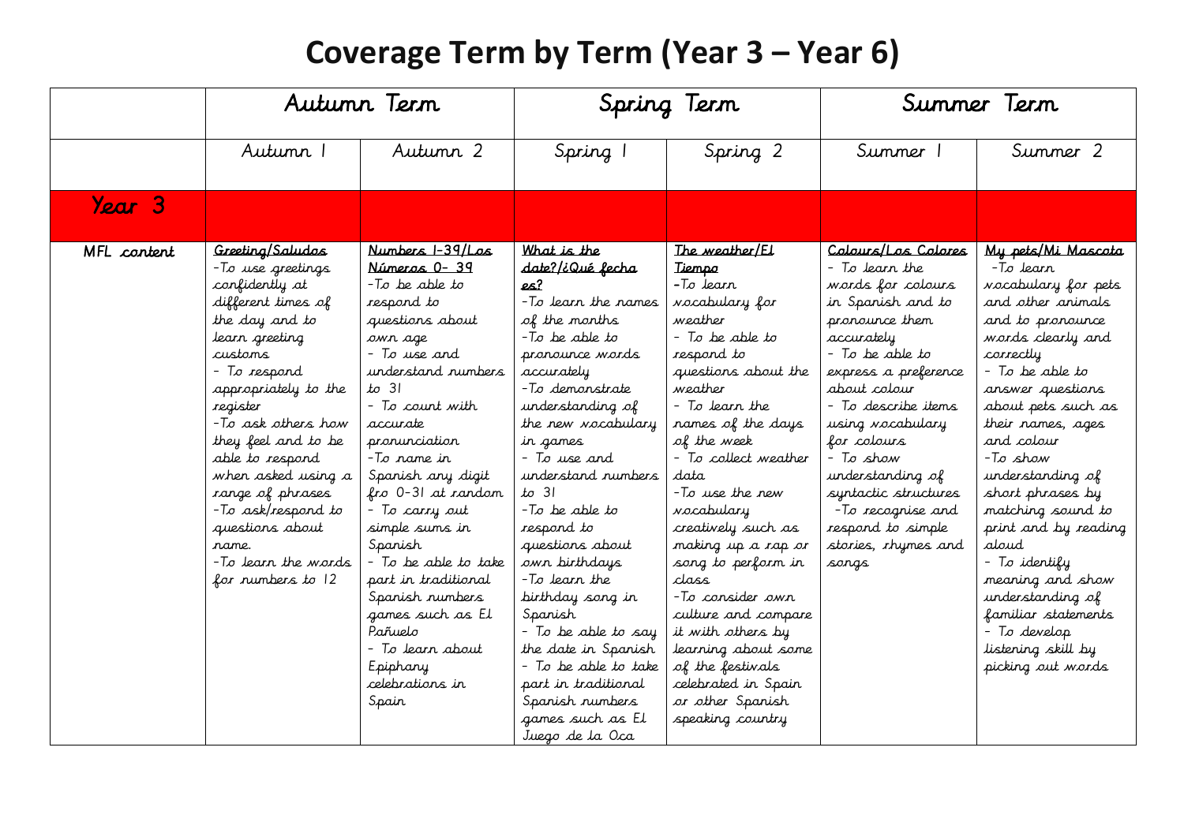# Coverage Term by Term (Year 3 – Year 6)

| | Autumn Term | | Spring Term | | Summer Term | |
|---|---|---|---|---|---|---|
| | Autumn 1 | Autumn 2 | Spring 1 | Spring 2 | Summer 1 | Summer 2 |
| **Year 3** | | | | | | |
| MFL content | <u>Greeting/Saludos</u><br>-To use greetings confidently at different times of the day and to learn greeting customs<br>- To respond appropriately to the register<br>-To ask others how they feel and to be able to respond when asked using a range of phrases<br>-To ask/respond to questions about name.<br>-To learn the words for numbers to 12 | <u>Numbers 1-39/Los Números 0- 39</u><br>-To be able to respond to questions about own age<br>- To use and understand numbers to 31<br>- To count with accurate pronunciation<br>-To name in Spanish any digit fro 0-31 at random<br>- To carry out simple sums in Spanish<br>- To be able to take part in traditional Spanish numbers games such as El Pañuelo<br>- To learn about Epiphany celebrations in Spain | <u>What is the date?/¿Qué fecha es?</u><br>-To learn the names of the months<br>-To be able to pronounce words accurately<br>-To demonstrate understanding of the new vocabulary in games<br>- To use and understand numbers to 31<br>-To be able to respond to questions about own birthdays<br>-To learn the birthday song in Spanish<br>- To be able to say the date in Spanish<br>- To be able to take part in traditional Spanish numbers games such as El Juego de la Oca | <u>The weather/El Tiempo</u><br>-To learn vocabulary for weather<br>- To be able to respond to questions about the weather<br>- To learn the names of the days of the week<br>- To collect weather data<br>-To use the new vocabulary creatively such as making up a rap or song to perform in class<br>-To consider own culture and compare it with others by learning about some of the festivals celebrated in Spain or other Spanish speaking country | <u>Colours/Los Colores</u><br>- To learn the words for colours in Spanish and to pronounce them accurately<br>- To be able to express a preference about colour<br>- To describe items using vocabulary for colours<br>- To show understanding of syntactic structures<br>-To recognise and respond to simple stories, rhymes and songs | <u>My pets/Mi Mascota</u><br>-To learn vocabulary for pets and other animals and to pronounce words clearly and correctly<br>- To be able to answer questions about pets such as their names, ages and colour<br>-To show understanding of short phrases by matching sound to print and by reading aloud<br>- To identify meaning and show understanding of familiar statements<br>- To develop listening skill by picking out words |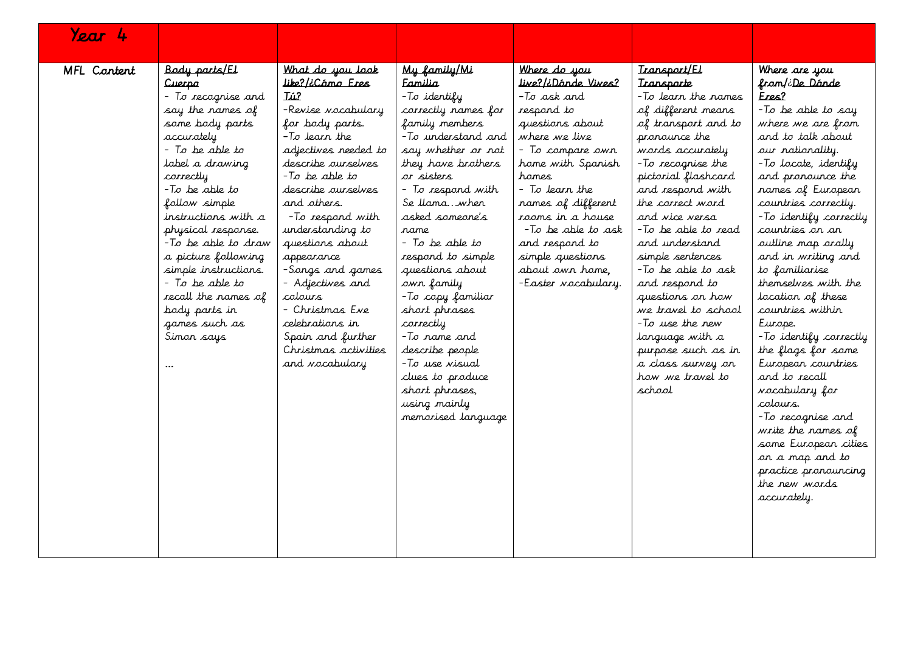| Year 4 | | | | | | |
|---|---|---|---|---|---|---|
| MFL Content | **Body parts/El Cuerpo**<br>- To recognise and say the names of some body parts accurately<br>- To be able to label a drawing correctly<br>-To be able to follow simple instructions with a physical response.<br>-To be able to draw a picture following simple instructions.<br>- To be able to recall the names of body parts in games such as Simon says<br><br>… | **What do you look like?/¿Cómo Eres Tú?**<br>-Revise vocabulary for body parts.<br>-To learn the adjectives needed to describe ourselves<br>-To be able to describe ourselves and others.<br>-To respond with understanding to questions about appearance<br>-Songs and games<br>- Adjectives and colours<br>- Christmas Eve celebrations in Spain and further Christmas activities and vocabulary | **My family/Mi Familia**<br>-To identify correctly names for family members<br>-To understand and say whether or not they have brothers or sisters<br>- To respond with Se llama…when asked someone's name<br>- To be able to respond to simple questions about own family<br>-To copy familiar short phrases correctly<br>-To name and describe people<br>-To use visual clues to produce short phrases, using mainly memorised language | **Where do you live?/¿Dónde Vives?**<br>-To ask and respond to questions about where we live<br>- To compare own home with Spanish homes<br>- To learn the names of different rooms in a house<br>-To be able to ask and respond to simple questions about own home,<br>-Easter vocabulary. | **Transport/El Transporte**<br>-To learn the names of different means of transport and to pronounce the words accurately<br>-To recognise the pictorial flashcard and respond with the correct word and vice versa<br>-To be able to read and understand simple sentences<br>-To be able to ask and respond to questions on how we travel to school<br>-To use the new language with a purpose such as in a class survey on how we travel to school | **Where are you from/¿De Dónde Eres?**<br>-To be able to say where we are from and to talk about our nationality.<br>-To locate, identify and pronounce the names of European countries correctly.<br>-To identify correctly countries on an outline map orally and in writing and to familiarise themselves with the location of these countries within Europe.<br>-To identify correctly the flags for some European countries and to recall vocabulary for colours.<br>-To recognise and write the names of some European cities on a map and to practice pronouncing the new words accurately. |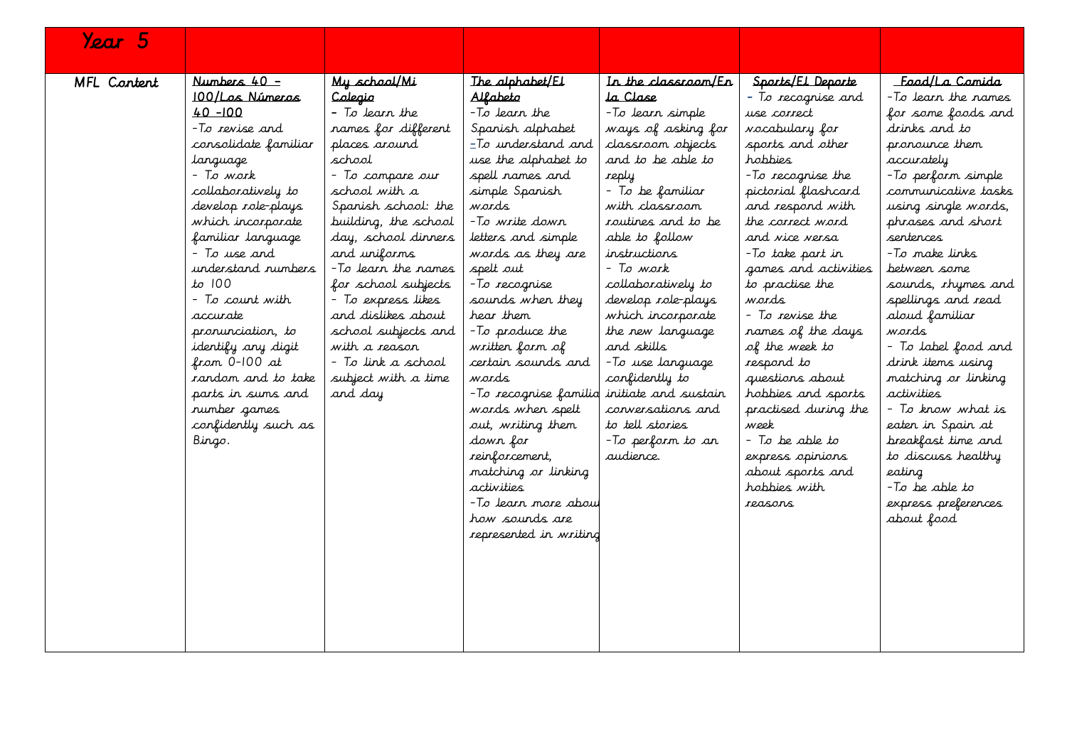| Year 5 | | | | | | |
|---|---|---|---|---|---|---|
| MFL Content | Numbers 40 – 100/Los Números 40 -100<br>-To revise and consolidate familiar language<br>- To work collaboratively to develop role-plays which incorporate familiar language<br>- To use and understand numbers to 100<br>- To count with accurate pronunciation, to identify any digit from 0-100 at random and to take parts in sums and number games confidently such as Bingo. | My school/Mi Colegio<br>- To learn the names for different places around school<br>- To compare our school with a Spanish school: the building, the school day, school dinners and uniforms<br>-To learn the names for school subjects<br>- To express likes and dislikes about school subjects and with a reason<br>- To link a school subject with a time and day | The alphabet/El Alfabeto<br>-To learn the Spanish alphabet<br>-To understand and use the alphabet to spell names and simple Spanish words<br>-To write down letters and simple words as they are spelt out<br>-To recognise sounds when they hear them<br>-To produce the written form of certain sounds and words<br>-To recognise familiar words when spelt out, writing them down for reinforcement, matching or linking activities<br>-To learn more about how sounds are represented in writing | In the classroom/En la Clase<br>-To learn simple ways of asking for classroom objects and to be able to reply<br>- To be familiar with classroom routines and to be able to follow instructions<br>- To work collaboratively to develop role-plays which incorporate the new language and skills<br>-To use language confidently to initiate and sustain conversations and to tell stories<br>-To perform to an audience. | Sports/El Deporte<br>- To recognise and use correct vocabulary for sports and other hobbies<br>-To recognise the pictorial flashcard and respond with the correct word and vice versa<br>-To take part in games and activities to practise the words<br>- To revise the names of the days of the week to respond to questions about hobbies and sports practised during the week<br>- To be able to express opinions about sports and hobbies with reasons | Food/La Comida<br>-To learn the names for some foods and drinks and to pronounce them accurately<br>-To perform simple communicative tasks using single words, phrases and short sentences<br>-To make links between some sounds, rhymes and spellings and read aloud familiar words<br>- To label food and drink items using matching or linking activities<br>- To know what is eaten in Spain at breakfast time and to discuss healthy eating<br>-To be able to express preferences about food |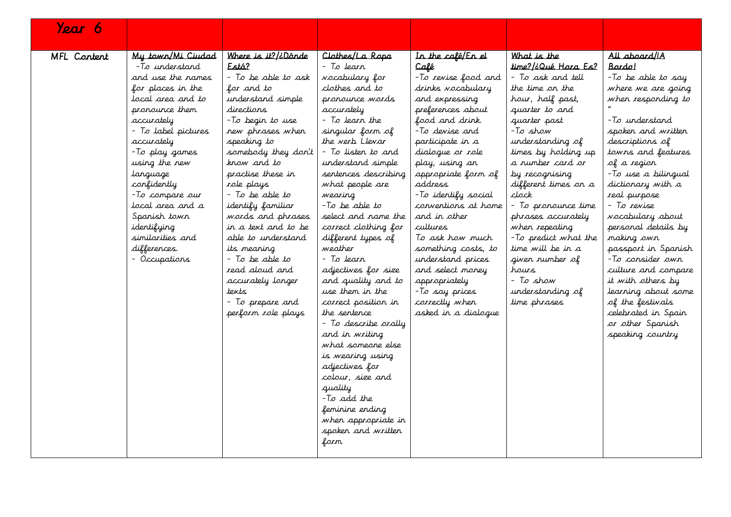| Year 6 | | | | | | |
|---|---|---|---|---|---|---|
| MFL Content | **My town/Mi Ciudad**<br>-To understand and use the names for places in the local area and to pronounce them accurately<br>- To label pictures accurately<br>-To play games using the new language confidently<br>-To compare our local area and a Spanish town identifying similarities and differences.<br>- Occupations | **Where is it?/¿Dónde Está?**<br>- To be able to ask for and to understand simple directions<br>-To begin to use new phrases when speaking to somebody they don't know and to practise these in role plays<br>- To be able to identify familiar words and phrases in a text and to be able to understand its meaning<br>- To be able to read aloud and accurately longer texts<br>- To prepare and perform role plays | **Clothes/La Ropa**<br>- To learn vocabulary for clothes and to pronounce words accurately<br>- To learn the singular form of the verb Llevar<br>- To listen to and understand simple sentences describing what people are wearing<br>-To be able to select and name the correct clothing for different types of weather<br>- To learn adjectives for size and quality and to use them in the correct position in the sentence<br>- To describe orally and in writing what someone else is wearing using adjectives for colour, size and quality<br>-To add the feminine ending when appropriate in spoken and written form | **In the café/En el Café**<br>-To revise food and drinks vocabulary and expressing preferences about food and drink.<br>-To devise and participate in a dialogue or role play, using an appropriate form of address<br>-To identify social conventions at home and in other cultures<br>To ask how much something costs, to understand prices and select money appropriately<br>-To say prices correctly when asked in a dialogue | **What is the time?/¿Qué Hora Es?**<br>- To ask and tell the time on the hour, half past, quarter to and quarter past<br>-To show understanding of times by holding up a number card or by recognising different times on a clock<br>- To pronounce time phrases accurately when repeating<br>-To predict what the time will be in a given number of hours<br>- To show understanding of time phrases | **All aboard/¡A Bordo!**<br>-To be able to say where we are going when responding to "<br>-To understand spoken and written descriptions of towns and features of a region<br>-To use a bilingual dictionary with a real purpose<br>- To revise vocabulary about personal details by making own passport in Spanish<br>-To consider own culture and compare it with others by learning about some of the festivals celebrated in Spain or other Spanish speaking country |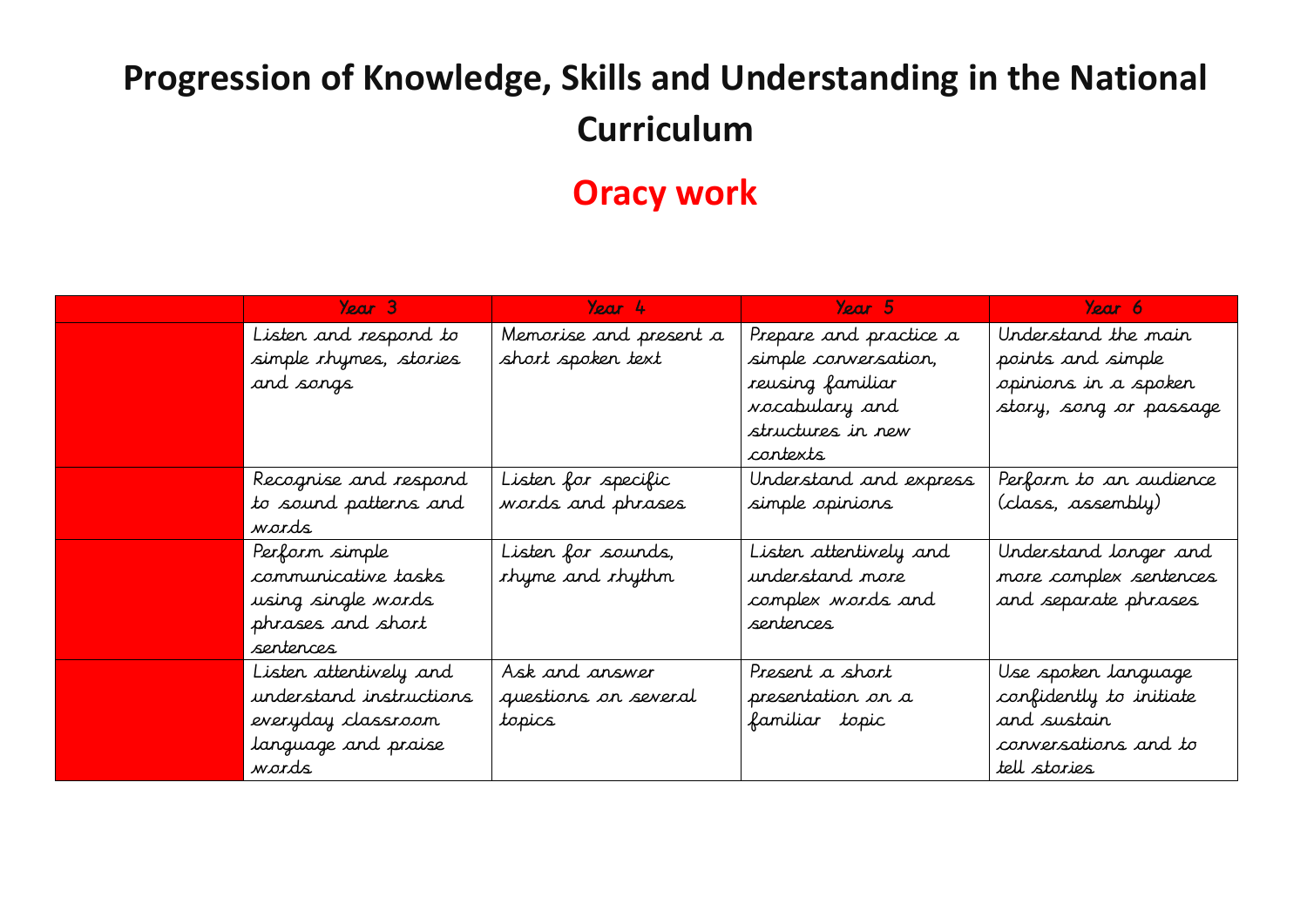# Progression of Knowledge, Skills and Understanding in the National Curriculum

## Oracy work

| | Year 3 | Year 4 | Year 5 | Year 6 |
|---|---|---|---|---|
| | Listen and respond to simple rhymes, stories and songs | Memorise and present a short spoken text | Prepare and practice a simple conversation, reusing familiar vocabulary and structures in new contexts | Understand the main points and simple opinions in a spoken story, song or passage |
| | Recognise and respond to sound patterns and words | Listen for specific words and phrases | Understand and express simple opinions | Perform to an audience (class, assembly) |
| | Perform simple communicative tasks using single words phrases and short sentences | Listen for sounds, rhyme and rhythm | Listen attentively and understand more complex words and sentences | Understand longer and more complex sentences and separate phrases |
| | Listen attentively and understand instructions everyday classroom language and praise words | Ask and answer questions on several topics | Present a short presentation on a familiar topic | Use spoken language confidently to initiate and sustain conversations and to tell stories |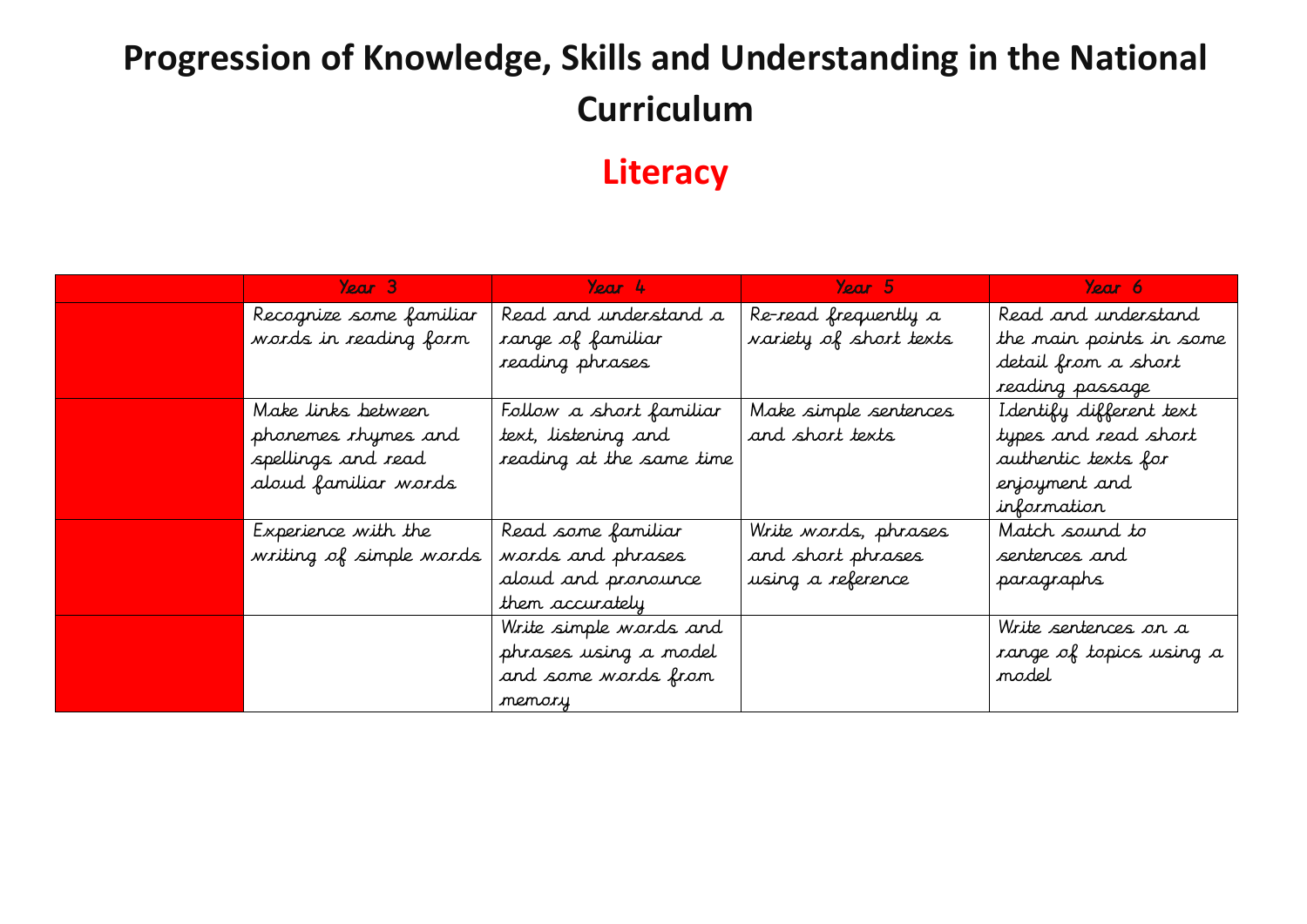# Progression of Knowledge, Skills and Understanding in the National Curriculum

## Literacy

| | Year 3 | Year 4 | Year 5 | Year 6 |
|---|---|---|---|---|
| | Recognize some familiar words in reading form | Read and understand a range of familiar reading phrases | Re-read frequently a variety of short texts | Read and understand the main points in some detail from a short reading passage |
| | Make links between phonemes rhymes and spellings and read aloud familiar words | Follow a short familiar text, listening and reading at the same time | Make simple sentences and short texts | Identify different text types and read short authentic texts for enjoyment and information |
| | Experience with the writing of simple words | Read some familiar words and phrases aloud and pronounce them accurately | Write words, phrases and short phrases using a reference | Match sound to sentences and paragraphs |
| | | Write simple words and phrases using a model and some words from memory | | Write sentences on a range of topics using a model |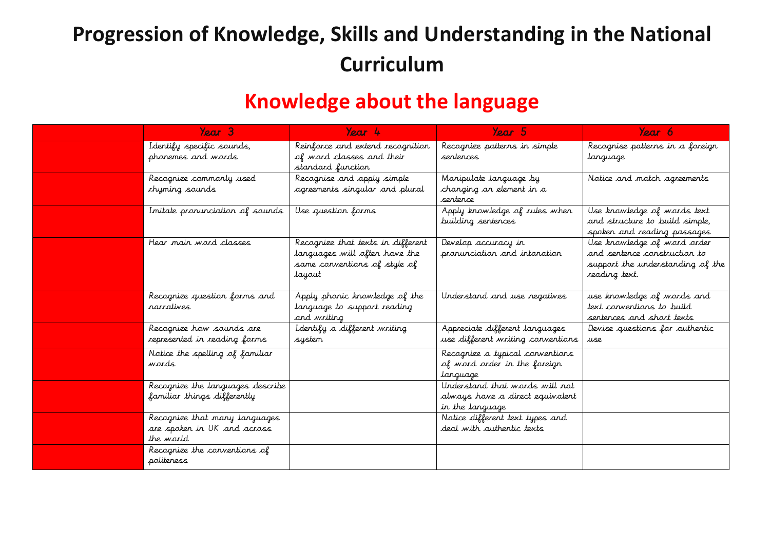# Progression of Knowledge, Skills and Understanding in the National Curriculum

## Knowledge about the language

| | Year 3 | Year 4 | Year 5 | Year 6 |
|---|---|---|---|---|
| | Identify specific sounds, phonemes and words | Reinforce and extend recognition of word classes and their standard function | Recognize patterns in simple sentences | Recognise patterns in a foreign language |
| | Recognize commonly used rhyming sounds | Recognise and apply simple agreements singular and plural | Manipulate language by changing an element in a sentence | Notice and match agreements |
| | Imitate pronunciation of sounds | Use question forms | Apply knowledge of rules when building sentences | Use knowledge of words text and structure to build simple, spoken and reading passages |
| | Hear main word classes | Recognize that texts in different languages will often have the same conventions of style of layout | Develop accuracy in pronunciation and intonation | Use knowledge of word order and sentence construction to support the understanding of the reading text. |
| | Recognize question forms and narratives | Apply phonic knowledge of the language to support reading and writing | Understand and use negatives | use knowledge of words and text conventions to build sentences and short texts |
| | Recognize how sounds are represented in reading forms | Identify a different writing system | Appreciate different languages use different writing conventions | Devise questions for authentic use |
| | Notice the spelling of familiar words | | Recognize a typical conventions of word order in the foreign language | |
| | Recognize the languages describe familiar things differently | | Understand that words will not always have a direct equivalent in the language | |
| | Recognize that many languages are spoken in UK and across the world | | Notice different text types and deal with authentic texts | |
| | Recognize the conventions of politeness | | | |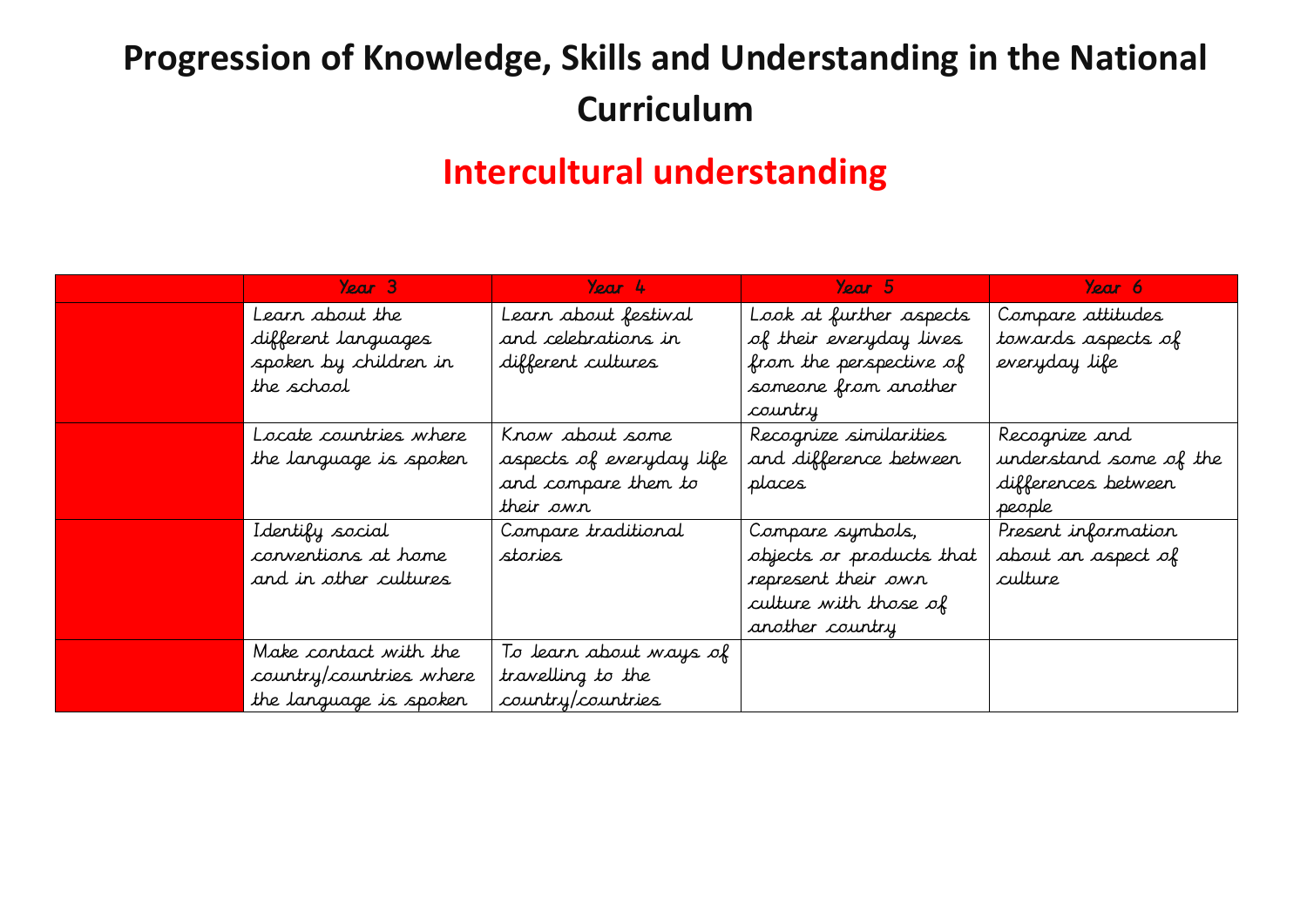# Progression of Knowledge, Skills and Understanding in the National Curriculum

## Intercultural understanding

| | Year 3 | Year 4 | Year 5 | Year 6 |
|---|---|---|---|---|
| | Learn about the different languages spoken by children in the school | Learn about festival and celebrations in different cultures | Look at further aspects of their everyday lives from the perspective of someone from another country | Compare attitudes towards aspects of everyday life |
| | Locate countries where the language is spoken | Know about some aspects of everyday life and compare them to their own | Recognize similarities and difference between places | Recognize and understand some of the differences between people |
| | Identify social conventions at home and in other cultures | Compare traditional stories | Compare symbols, objects or products that represent their own culture with those of another country | Present information about an aspect of culture |
| | Make contact with the country/countries where the language is spoken | To learn about ways of travelling to the country/countries | | |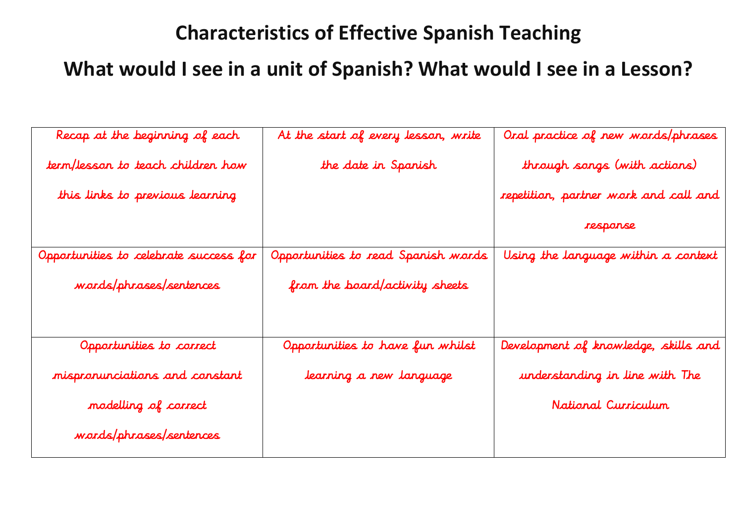# Characteristics of Effective Spanish Teaching

# What would I see in a unit of Spanish? What would I see in a Lesson?

| | | |
|---|---|---|
| Recap at the beginning of each term/lesson to teach children how this links to previous learning | At the start of every lesson, write the date in Spanish | Oral practice of new words/phrases through songs (with actions) repetition, partner work and call and response |
| Opportunities to celebrate success for words/phrases/sentences | Opportunities to read Spanish words from the board/activity sheets | Using the language within a context |
| Opportunities to correct mispronunciations and constant modelling of correct words/phrases/sentences | Opportunities to have fun whilst learning a new language | Development of knowledge, skills and understanding in line with The National Curriculum |